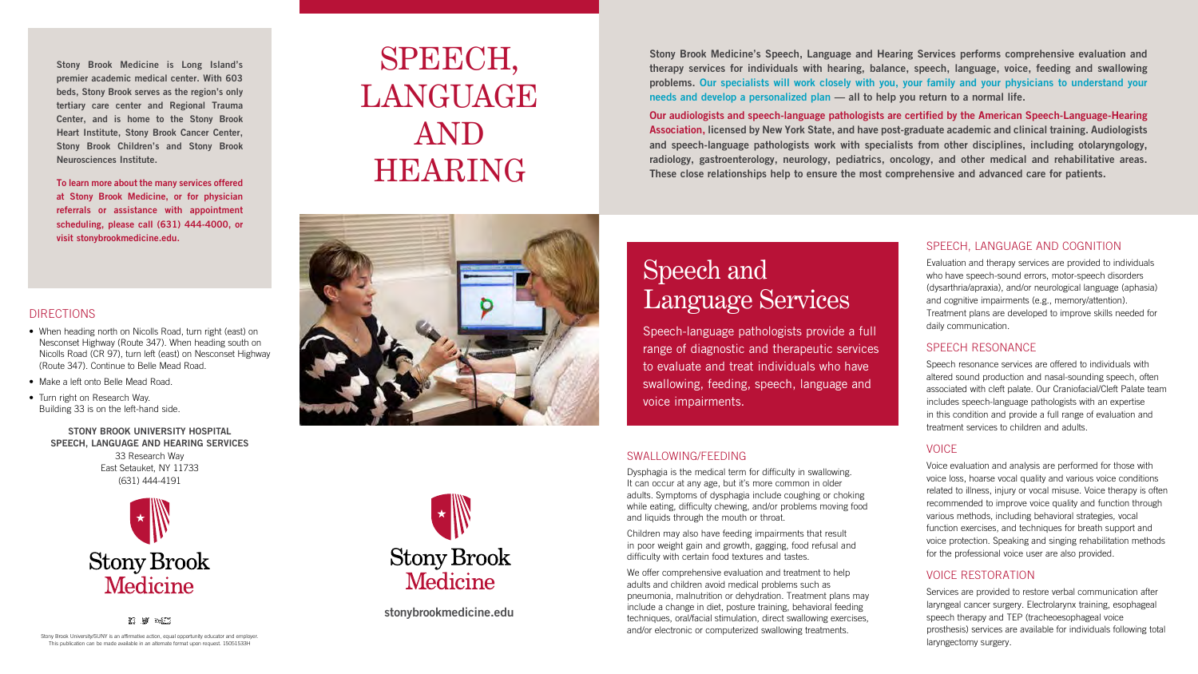Stony Brook Medicine is Long Island's premier academic medical center. With 603 beds, Stony Brook serves as the region's only tertiary care center and Regional Trauma Center, and is home to the Stony Brook Heart Institute, Stony Brook Cancer Center, Stony Brook Children's and Stony Brook Neurosciences Institute.

**To learn more about the many services offered at Stony Brook Medicine, or for physician referrals or assistance with appointment scheduling, please call (631) 444-4000, or visit stonybrookmedicine.edu.**

## DIRECTIONS

- When heading north on Nicolls Road, turn right (east) on Nesconset Highway (Route 347). When heading south on Nicolls Road (CR 97), turn left (east) on Nesconset Highway (Route 347). Continue to Belle Mead Road.
- Make a left onto Belle Mead Road.
- Turn right on Research Way. Building 33 is on the left-hand side.

**STONY BROOK UNIVERSITY HOSPITAL SPEECH, LANGUAGE AND HEARING SERVICES**
33 Research Way
East Setauket, NY 11733
(631) 444-4191

Stony Brook Medicine

Stony Brook University/SUNY is an affirmative action, equal opportunity educator and employer. This publication can be made available in an alternate format upon request. 15051533H

# SPEECH, LANGUAGE AND HEARING

Stony Brook Medicine

stonybrookmedicine.edu

**Stony Brook Medicine's Speech, Language and Hearing Services performs comprehensive evaluation and therapy services for individuals with hearing, balance, speech, language, voice, feeding and swallowing problems. Our specialists will work closely with you, your family and your physicians to understand your needs and develop a personalized plan — all to help you return to a normal life.**

**Our audiologists and speech-language pathologists are certified by the American Speech-Language-Hearing Association, licensed by New York State, and have post-graduate academic and clinical training. Audiologists and speech-language pathologists work with specialists from other disciplines, including otolaryngology, radiology, gastroenterology, neurology, pediatrics, oncology, and other medical and rehabilitative areas. These close relationships help to ensure the most comprehensive and advanced care for patients.**

## Speech and Language Services

Speech-language pathologists provide a full range of diagnostic and therapeutic services to evaluate and treat individuals who have swallowing, feeding, speech, language and voice impairments.

### SWALLOWING/FEEDING

Dysphagia is the medical term for difficulty in swallowing. It can occur at any age, but it's more common in older adults. Symptoms of dysphagia include coughing or choking while eating, difficulty chewing, and/or problems moving food and liquids through the mouth or throat.

Children may also have feeding impairments that result in poor weight gain and growth, gagging, food refusal and difficulty with certain food textures and tastes.

We offer comprehensive evaluation and treatment to help adults and children avoid medical problems such as pneumonia, malnutrition or dehydration. Treatment plans may include a change in diet, posture training, behavioral feeding techniques, oral/facial stimulation, direct swallowing exercises, and/or electronic or computerized swallowing treatments.

### SPEECH, LANGUAGE AND COGNITION

Evaluation and therapy services are provided to individuals who have speech-sound errors, motor-speech disorders (dysarthria/apraxia), and/or neurological language (aphasia) and cognitive impairments (e.g., memory/attention). Treatment plans are developed to improve skills needed for daily communication.

### SPEECH RESONANCE

Speech resonance services are offered to individuals with altered sound production and nasal-sounding speech, often associated with cleft palate. Our Craniofacial/Cleft Palate team includes speech-language pathologists with an expertise in this condition and provide a full range of evaluation and treatment services to children and adults.

### VOICE

Voice evaluation and analysis are performed for those with voice loss, hoarse vocal quality and various voice conditions related to illness, injury or vocal misuse. Voice therapy is often recommended to improve voice quality and function through various methods, including behavioral strategies, vocal function exercises, and techniques for breath support and voice protection. Speaking and singing rehabilitation methods for the professional voice user are also provided.

### VOICE RESTORATION

Services are provided to restore verbal communication after laryngeal cancer surgery. Electrolarynx training, esophageal speech therapy and TEP (tracheoesophageal voice prosthesis) services are available for individuals following total laryngectomy surgery.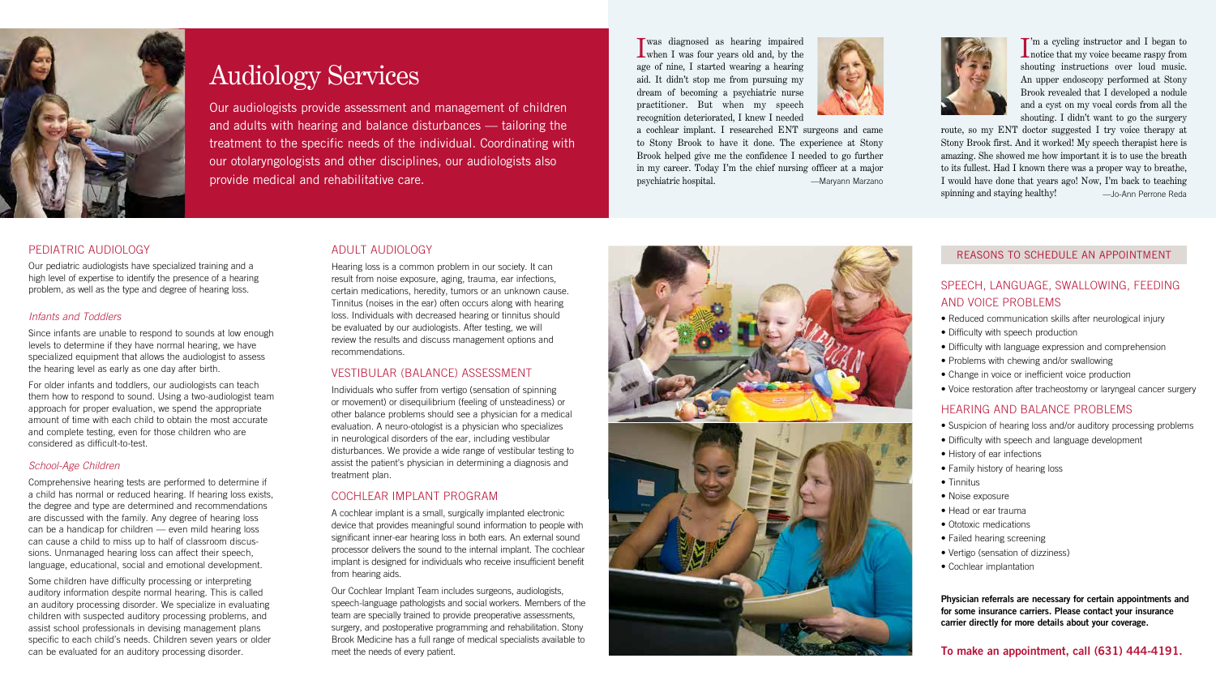# Audiology Services

Our audiologists provide assessment and management of children and adults with hearing and balance disturbances — tailoring the treatment to the specific needs of the individual. Coordinating with our otolaryngologists and other disciplines, our audiologists also provide medical and rehabilitative care.

I was diagnosed as hearing impaired when I was four years old and, by the age of nine, I started wearing a hearing aid. It didn't stop me from pursuing my dream of becoming a psychiatric nurse practitioner. But when my speech recognition deteriorated, I knew I needed a cochlear implant. I researched ENT surgeons and came to Stony Brook to have it done. The experience at Stony Brook helped give me the confidence I needed to go further in my career. Today I'm the chief nursing officer at a major psychiatric hospital. —Maryann Marzano

I'm a cycling instructor and I began to notice that my voice became raspy from shouting instructions over loud music. An upper endoscopy performed at Stony Brook revealed that I developed a nodule and a cyst on my vocal cords from all the shouting. I didn't want to go the surgery route, so my ENT doctor suggested I try voice therapy at Stony Brook first. And it worked! My speech therapist here is amazing. She showed me how important it is to use the breath to its fullest. Had I known there was a proper way to breathe, I would have done that years ago! Now, I'm back to teaching spinning and staying healthy! —Jo-Ann Perrone Reda

## PEDIATRIC AUDIOLOGY

Our pediatric audiologists have specialized training and a high level of expertise to identify the presence of a hearing problem, as well as the type and degree of hearing loss.

### *Infants and Toddlers*

Since infants are unable to respond to sounds at low enough levels to determine if they have normal hearing, we have specialized equipment that allows the audiologist to assess the hearing level as early as one day after birth.

For older infants and toddlers, our audiologists can teach them how to respond to sound. Using a two-audiologist team approach for proper evaluation, we spend the appropriate amount of time with each child to obtain the most accurate and complete testing, even for those children who are considered as difficult-to-test.

### *School-Age Children*

Comprehensive hearing tests are performed to determine if a child has normal or reduced hearing. If hearing loss exists, the degree and type are determined and recommendations are discussed with the family. Any degree of hearing loss can be a handicap for children — even mild hearing loss can cause a child to miss up to half of classroom discussions. Unmanaged hearing loss can affect their speech, language, educational, social and emotional development.

Some children have difficulty processing or interpreting auditory information despite normal hearing. This is called an auditory processing disorder. We specialize in evaluating children with suspected auditory processing problems, and assist school professionals in devising management plans specific to each child's needs. Children seven years or older can be evaluated for an auditory processing disorder.

## ADULT AUDIOLOGY

Hearing loss is a common problem in our society. It can result from noise exposure, aging, trauma, ear infections, certain medications, heredity, tumors or an unknown cause. Tinnitus (noises in the ear) often occurs along with hearing loss. Individuals with decreased hearing or tinnitus should be evaluated by our audiologists. After testing, we will review the results and discuss management options and recommendations.

## VESTIBULAR (BALANCE) ASSESSMENT

Individuals who suffer from vertigo (sensation of spinning or movement) or disequilibrium (feeling of unsteadiness) or other balance problems should see a physician for a medical evaluation. A neuro-otologist is a physician who specializes in neurological disorders of the ear, including vestibular disturbances. We provide a wide range of vestibular testing to assist the patient's physician in determining a diagnosis and treatment plan.

## COCHLEAR IMPLANT PROGRAM

A cochlear implant is a small, surgically implanted electronic device that provides meaningful sound information to people with significant inner-ear hearing loss in both ears. An external sound processor delivers the sound to the internal implant. The cochlear implant is designed for individuals who receive insufficient benefit from hearing aids.

Our Cochlear Implant Team includes surgeons, audiologists, speech-language pathologists and social workers. Members of the team are specially trained to provide preoperative assessments, surgery, and postoperative programming and rehabilitation. Stony Brook Medicine has a full range of medical specialists available to meet the needs of every patient.

## REASONS TO SCHEDULE AN APPOINTMENT

### SPEECH, LANGUAGE, SWALLOWING, FEEDING AND VOICE PROBLEMS

- Reduced communication skills after neurological injury
- Difficulty with speech production
- Difficulty with language expression and comprehension
- Problems with chewing and/or swallowing
- Change in voice or inefficient voice production
- Voice restoration after tracheostomy or laryngeal cancer surgery

### HEARING AND BALANCE PROBLEMS

- Suspicion of hearing loss and/or auditory processing problems
- Difficulty with speech and language development
- History of ear infections
- Family history of hearing loss
- Tinnitus
- Noise exposure
- Head or ear trauma
- Ototoxic medications
- Failed hearing screening
- Vertigo (sensation of dizziness)
- Cochlear implantation

**Physician referrals are necessary for certain appointments and for some insurance carriers. Please contact your insurance carrier directly for more details about your coverage.**

**To make an appointment, call (631) 444-4191.**